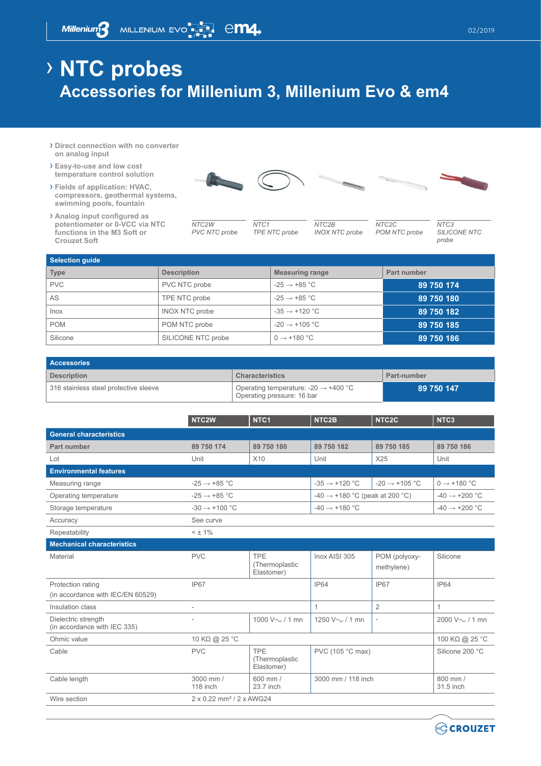Millenium 3 MILLENIUM EVO em4

02/2019

# › NTC probes

## Accessories for Millenium 3, Millenium Evo & em4

- › Direct connection with no converter on analog input
- › Easy-to-use and low cost temperature control solution
- › Fields of application: HVAC, compressors, geothermal systems, swimming pools, fountain
- › Analog input configured as potentiometer or 0-VCC via NTC functions in the M3 Soft or Crouzet Soft

*NTC2W*
*PVC NTC probe*

*NTC1*
*TPE NTC probe*

*NTC2B*
*INOX NTC probe*

*NTC2C*
*POM NTC probe*

*NTC3*
*SILICONE NTC probe*

**Selection guide**

| Type | Description | Measuring range | Part number |
|---|---|---|---|
| PVC | PVC NTC probe | -25 → +85 °C | **89 750 174** |
| AS | TPE NTC probe | -25 → +85 °C | **89 750 180** |
| Inox | INOX NTC probe | -35 → +120 °C | **89 750 182** |
| POM | POM NTC probe | -20 → +105 °C | **89 750 185** |
| Silicone | SILICONE NTC probe | 0 → +180 °C | **89 750 186** |

**Accessories**

| Description | Characteristics | Part-number |
|---|---|---|
| 316 stainless steel protective sleeve | Operating temperature: -20 → +400 °C<br>Operating pressure: 16 bar | **89 750 147** |

| | NTC2W | NTC1 | NTC2B | NTC2C | NTC3 |
|---|---|---|---|---|---|
| **General characteristics** | | | | | |
| **Part number** | **89 750 174** | **89 750 180** | **89 750 182** | **89 750 185** | **89 750 186** |
| Lot | Unit | X10 | Unit | X25 | Unit |
| **Environmental features** | | | | | |
| Measuring range | -25 → +85 °C | | -35 → +120 °C | -20 → +105 °C | 0 → +180 °C |
| Operating temperature | -25 → +85 °C | | -40 → +180 °C (peak at 200 °C) | | -40 → +200 °C |
| Storage temperature | -30 → +100 °C | | -40 → +180 °C | | -40 → +200 °C |
| Accuracy | See curve | | | | |
| Repeatability | < ± 1% | | | | |
| **Mechanical characteristics** | | | | | |
| Material | PVC | TPE (Thermoplastic Elastomer) | Inox AISI 305 | POM (polyoxy-methylene) | Silicone |
| Protection rating (in accordance with IEC/EN 60529) | IP67 | | IP64 | IP67 | IP64 |
| Insulation class | - | | 1 | 2 | 1 |
| Dielectric strength (in accordance with IEC 335) | - | 1000 V∿ / 1 mn | 1250 V∿ / 1 mn | - | 2000 V∿ / 1 mn |
| Ohmic value | 10 KΩ @ 25 °C | | | | 100 KΩ @ 25 °C |
| Cable | PVC | TPE (Thermoplastic Elastomer) | PVC (105 °C max) | | Silicone 200 °C |
| Cable length | 3000 mm / 118 inch | 600 mm / 23.7 inch | 3000 mm / 118 inch | | 800 mm / 31.5 inch |
| Wire section | 2 x 0.22 mm² / 2 x AWG24 | | | | |

CROUZET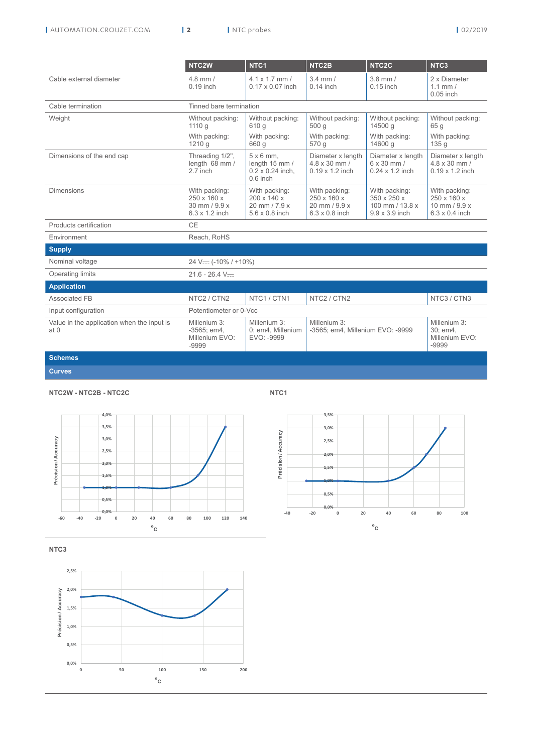| | NTC2W | NTC1 | NTC2B | NTC2C | NTC3 |
|---|---|---|---|---|---|
| Cable external diameter | 4.8 mm / 0.19 inch | 4.1 x 1.7 mm / 0.17 x 0.07 inch | 3.4 mm / 0.14 inch | 3.8 mm / 0.15 inch | 2 x Diameter 1.1 mm / 0.05 inch |
| Cable termination | Tinned bare termination | | | | |
| Weight | Without packing: 1110 g<br>With packing: 1210 g | Without packing: 610 g<br>With packing: 660 g | Without packing: 500 g<br>With packing: 570 g | Without packing: 14500 g<br>With packing: 14600 g | Without packing: 65 g<br>With packing: 135 g |
| Dimensions of the end cap | Threading 1/2", length 68 mm / 2.7 inch | 5 x 6 mm, length 15 mm / 0.2 x 0.24 inch, 0.6 inch | Diameter x length 4.8 x 30 mm / 0.19 x 1.2 inch | Diameter x length 6 x 30 mm / 0.24 x 1.2 inch | Diameter x length 4.8 x 30 mm / 0.19 x 1.2 inch |
| Dimensions | With packing: 250 x 160 x 30 mm / 9.9 x 6.3 x 1.2 inch | With packing: 200 x 140 x 20 mm / 7.9 x 5.6 x 0.8 inch | With packing: 250 x 160 x 20 mm / 9.9 x 6.3 x 0.8 inch | With packing: 350 x 250 x 100 mm / 13.8 x 9.9 x 3.9 inch | With packing: 250 x 160 x 10 mm / 9.9 x 6.3 x 0.4 inch |
| Products certification | CE | | | | |
| Environment | Reach, RoHS | | | | |
| **Supply** | | | | | |
| Nominal voltage | 24 V⎓ (-10% / +10%) | | | | |
| Operating limits | 21.6 - 26.4 V⎓ | | | | |
| **Application** | | | | | |
| Associated FB | NTC2 / CTN2 | NTC1 / CTN1 | NTC2 / CTN2 | | NTC3 / CTN3 |
| Input configuration | Potentiometer or 0-Vcc | | | | |
| Value in the application when the input is at 0 | Millenium 3: -3565; em4, Millenium EVO: -9999 | Millenium 3: 0; em4, Millenium EVO: -9999 | Millenium 3: -3565; em4, Millenium EVO: -9999 | | Millenium 3: 30; em4, Millenium EVO: -9999 |

## Schemes

## Curves

**NTC2W - NTC2B - NTC2C**

Précision / Accuracy
4,0%
3,5%
3,0%
2,5%
2,0%
1,5%
1,0%
0,5%
0,0%
-60 -40 -20 0 20 40 60 80 100 120 140
°C

**NTC1**

Précision / Accuracy
3,5%
3,0%
2,5%
2,0%
1,5%
1,0%
0,5%
0,0%
-40 -20 0 20 40 60 80 100
°C

**NTC3**

Précision / Accuracy
2,5%
2,0%
1,5%
1,0%
0,5%
0,0%
0 50 100 150 200
°C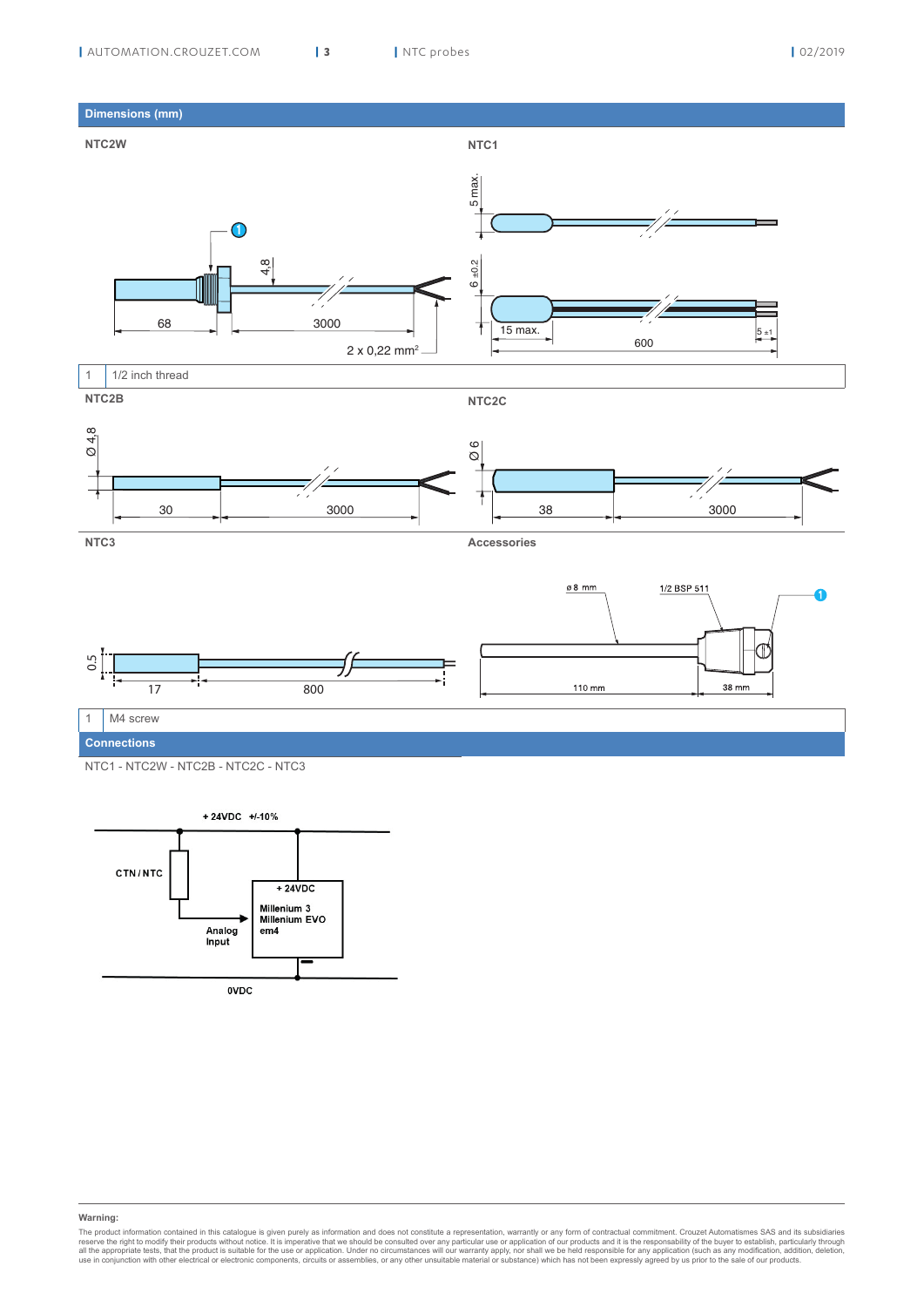## Dimensions (mm)

### NTC2W

1
4,8
68
3000
2 x 0,22 mm²

| | |
|---|---|
| 1 | 1/2 inch thread |

### NTC1

5 max.
6 ±0.2
15 max.
600
5 ±1

### NTC2B

Ø 4,8
30
3000

### NTC2C

Ø 6
38
3000

### NTC3

0,5
17
800

### Accessories

ø 8 mm
1/2 BSP 511
1
110 mm
38 mm

| | |
|---|---|
| 1 | M4 screw |

## Connections

NTC1 - NTC2W - NTC2B - NTC2C - NTC3

+ 24VDC +/-10%
CTN / NTC
+ 24VDC
Millenium 3
Millenium EVO
em4
Analog Input
0VDC

**Warning:**

The product information contained in this catalogue is given purely as information and does not constitute a representation, warranty or any form of contractual commitment. Crouzet Automatismes SAS and its subsidiaries reserve the right to modify their products without notice. It is imperative that we should be consulted over any particular use or application of our products and it is the responsability of the buyer to establish, particularly through all the appropriate tests, that the product is suitable for the use or application. Under no circumstances will our warranty apply, nor shall we be held responsible for any application (such as any modification, addition, deletion, use in conjunction with other electrical or electronic components, circuits or assemblies, or any other unsuitable material or substance) which has not been expressly agreed by us prior to the sale of our products.